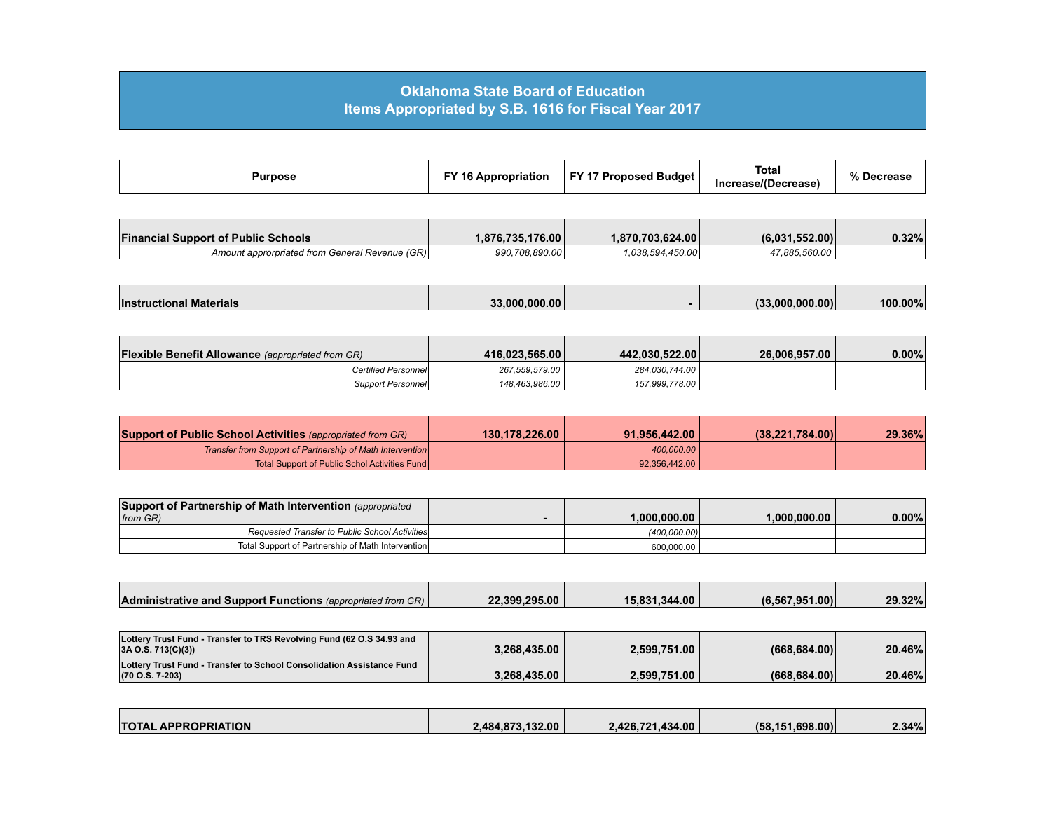# Oklahoma State Board of Education
## Items Appropriated by S.B. 1616 for Fiscal Year 2017

| Purpose | FY 16 Appropriation | FY 17 Proposed Budget | Total Increase/(Decrease) | % Decrease |
|---|---|---|---|---|
| **Financial Support of Public Schools** | **1,876,735,176.00** | **1,870,703,624.00** | **(6,031,552.00)** | **0.32%** |
| *Amount approrpriated from General Revenue (GR)* | *990,708,890.00* | *1,038,594,450.00* | *47,885,560.00* | |
| **Instructional Materials** | **33,000,000.00** | **-** | **(33,000,000.00)** | **100.00%** |
| **Flexible Benefit Allowance** *(appropriated from GR)* | **416,023,565.00** | **442,030,522.00** | **26,006,957.00** | **0.00%** |
| *Certified Personnel* | *267,559,579.00* | *284,030,744.00* | | |
| *Support Personnel* | *148,463,986.00* | *157,999,778.00* | | |
| **Support of Public School Activities** *(appropriated from GR)* | **130,178,226.00** | **91,956,442.00** | **(38,221,784.00)** | **29.36%** |
| *Transfer from Support of Partnership of Math Intervention* | | *400,000.00* | | |
| Total Support of Public Schol Activities Fund | | 92,356,442.00 | | |
| **Support of Partnership of Math Intervention** *(appropriated from GR)* | **-** | **1,000,000.00** | **1,000,000.00** | **0.00%** |
| *Requested Transfer to Public School Activities* | | *(400,000.00)* | | |
| Total Support of Partnership of Math Intervention | | 600,000.00 | | |
| **Administrative and Support Functions** *(appropriated from GR)* | **22,399,295.00** | **15,831,344.00** | **(6,567,951.00)** | **29.32%** |
| **Lottery Trust Fund - Transfer to TRS Revolving Fund (62 O.S 34.93 and 3A O.S. 713(C)(3))** | **3,268,435.00** | **2,599,751.00** | **(668,684.00)** | **20.46%** |
| **Lottery Trust Fund - Transfer to School Consolidation Assistance Fund (70 O.S. 7-203)** | **3,268,435.00** | **2,599,751.00** | **(668,684.00)** | **20.46%** |
| **TOTAL APPROPRIATION** | **2,484,873,132.00** | **2,426,721,434.00** | **(58,151,698.00)** | **2.34%** |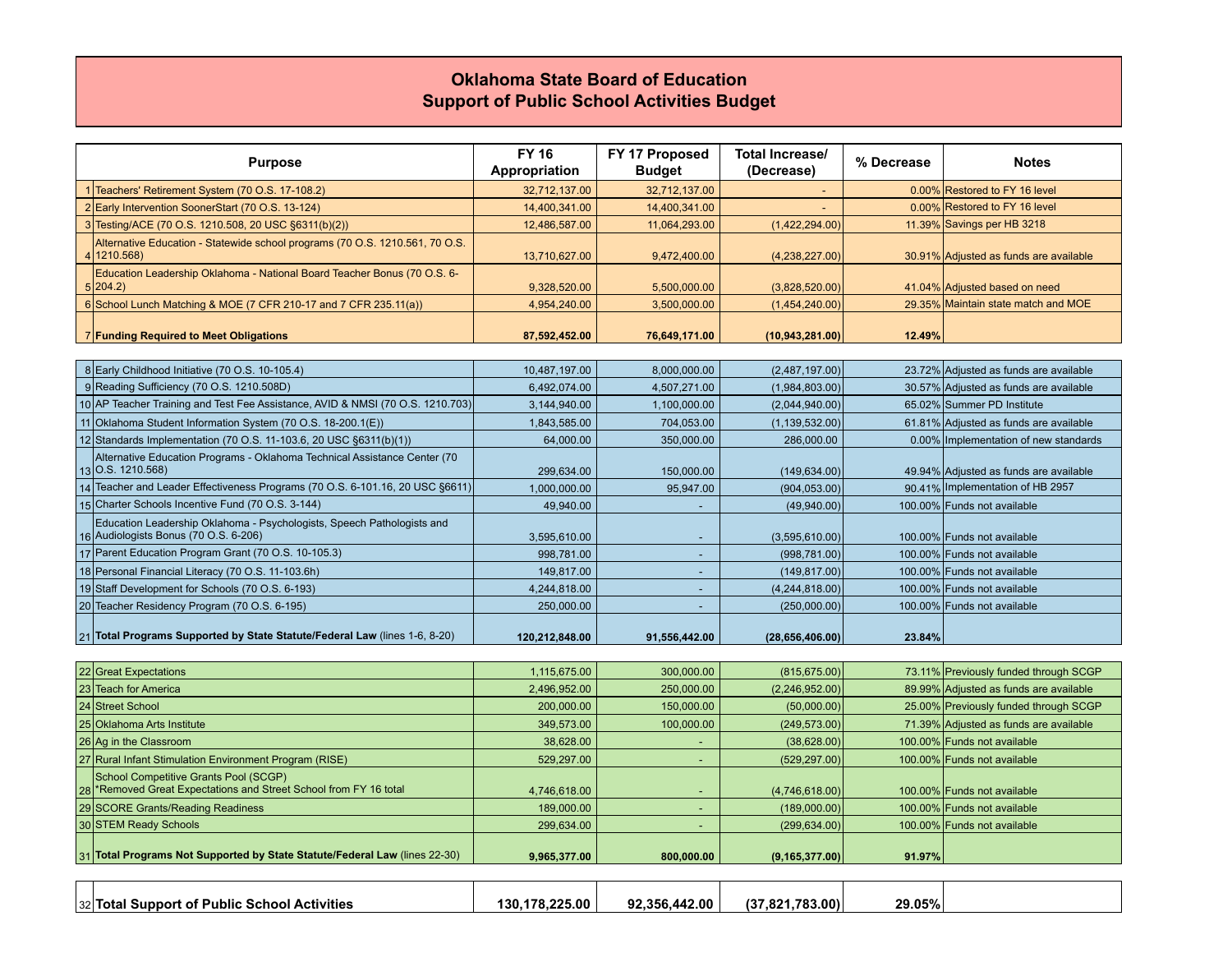# Oklahoma State Board of Education
## Support of Public School Activities Budget

| | Purpose | FY 16 Appropriation | FY 17 Proposed Budget | Total Increase/ (Decrease) | % Decrease | Notes |
|---|---|---|---|---|---|---|
| 1 | Teachers' Retirement System (70 O.S. 17-108.2) | 32,712,137.00 | 32,712,137.00 | - | 0.00% | Restored to FY 16 level |
| 2 | Early Intervention SoonerStart (70 O.S. 13-124) | 14,400,341.00 | 14,400,341.00 | - | 0.00% | Restored to FY 16 level |
| 3 | Testing/ACE (70 O.S. 1210.508, 20 USC §6311(b)(2)) | 12,486,587.00 | 11,064,293.00 | (1,422,294.00) | 11.39% | Savings per HB 3218 |
| 4 | Alternative Education - Statewide school programs (70 O.S. 1210.561, 70 O.S. 1210.568) | 13,710,627.00 | 9,472,400.00 | (4,238,227.00) | 30.91% | Adjusted as funds are available |
| 5 | Education Leadership Oklahoma - National Board Teacher Bonus (70 O.S. 6-204.2) | 9,328,520.00 | 5,500,000.00 | (3,828,520.00) | 41.04% | Adjusted based on need |
| 6 | School Lunch Matching & MOE (7 CFR 210-17 and 7 CFR 235.11(a)) | 4,954,240.00 | 3,500,000.00 | (1,454,240.00) | 29.35% | Maintain state match and MOE |
| 7 | **Funding Required to Meet Obligations** | **87,592,452.00** | **76,649,171.00** | **(10,943,281.00)** | **12.49%** | |
| 8 | Early Childhood Initiative (70 O.S. 10-105.4) | 10,487,197.00 | 8,000,000.00 | (2,487,197.00) | 23.72% | Adjusted as funds are available |
| 9 | Reading Sufficiency (70 O.S. 1210.508D) | 6,492,074.00 | 4,507,271.00 | (1,984,803.00) | 30.57% | Adjusted as funds are available |
| 10 | AP Teacher Training and Test Fee Assistance, AVID & NMSI (70 O.S. 1210.703) | 3,144,940.00 | 1,100,000.00 | (2,044,940.00) | 65.02% | Summer PD Institute |
| 11 | Oklahoma Student Information System (70 O.S. 18-200.1(E)) | 1,843,585.00 | 704,053.00 | (1,139,532.00) | 61.81% | Adjusted as funds are available |
| 12 | Standards Implementation (70 O.S. 11-103.6, 20 USC §6311(b)(1)) | 64,000.00 | 350,000.00 | 286,000.00 | 0.00% | Implementation of new standards |
| 13 | Alternative Education Programs - Oklahoma Technical Assistance Center (70 O.S. 1210.568) | 299,634.00 | 150,000.00 | (149,634.00) | 49.94% | Adjusted as funds are available |
| 14 | Teacher and Leader Effectiveness Programs (70 O.S. 6-101.16, 20 USC §6611) | 1,000,000.00 | 95,947.00 | (904,053.00) | 90.41% | Implementation of HB 2957 |
| 15 | Charter Schools Incentive Fund (70 O.S. 3-144) | 49,940.00 | - | (49,940.00) | 100.00% | Funds not available |
| 16 | Education Leadership Oklahoma - Psychologists, Speech Pathologists and Audiologists Bonus (70 O.S. 6-206) | 3,595,610.00 | - | (3,595,610.00) | 100.00% | Funds not available |
| 17 | Parent Education Program Grant (70 O.S. 10-105.3) | 998,781.00 | - | (998,781.00) | 100.00% | Funds not available |
| 18 | Personal Financial Literacy (70 O.S. 11-103.6h) | 149,817.00 | - | (149,817.00) | 100.00% | Funds not available |
| 19 | Staff Development for Schools (70 O.S. 6-193) | 4,244,818.00 | - | (4,244,818.00) | 100.00% | Funds not available |
| 20 | Teacher Residency Program (70 O.S. 6-195) | 250,000.00 | - | (250,000.00) | 100.00% | Funds not available |
| 21 | **Total Programs Supported by State Statute/Federal Law** (lines 1-6, 8-20) | **120,212,848.00** | **91,556,442.00** | **(28,656,406.00)** | **23.84%** | |
| 22 | Great Expectations | 1,115,675.00 | 300,000.00 | (815,675.00) | 73.11% | Previously funded through SCGP |
| 23 | Teach for America | 2,496,952.00 | 250,000.00 | (2,246,952.00) | 89.99% | Adjusted as funds are available |
| 24 | Street School | 200,000.00 | 150,000.00 | (50,000.00) | 25.00% | Previously funded through SCGP |
| 25 | Oklahoma Arts Institute | 349,573.00 | 100,000.00 | (249,573.00) | 71.39% | Adjusted as funds are available |
| 26 | Ag in the Classroom | 38,628.00 | - | (38,628.00) | 100.00% | Funds not available |
| 27 | Rural Infant Stimulation Environment Program (RISE) | 529,297.00 | - | (529,297.00) | 100.00% | Funds not available |
| 28 | School Competitive Grants Pool (SCGP) *Removed Great Expectations and Street School from FY 16 total | 4,746,618.00 | - | (4,746,618.00) | 100.00% | Funds not available |
| 29 | SCORE Grants/Reading Readiness | 189,000.00 | - | (189,000.00) | 100.00% | Funds not available |
| 30 | STEM Ready Schools | 299,634.00 | - | (299,634.00) | 100.00% | Funds not available |
| 31 | **Total Programs Not Supported by State Statute/Federal Law** (lines 22-30) | **9,965,377.00** | **800,000.00** | **(9,165,377.00)** | **91.97%** | |
| 32 | **Total Support of Public School Activities** | **130,178,225.00** | **92,356,442.00** | **(37,821,783.00)** | **29.05%** | |